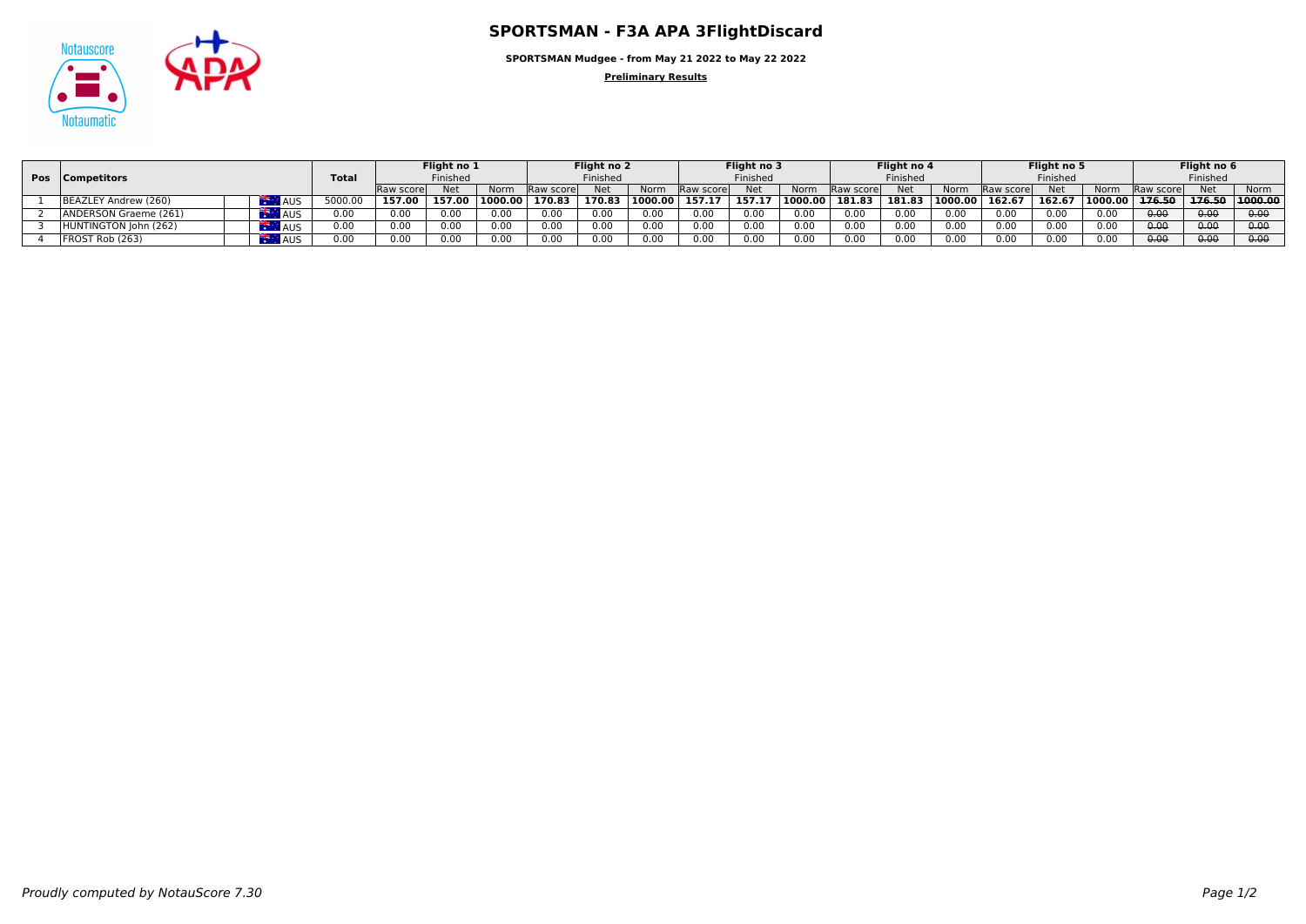# SPORTSMAN - F3A APA 3FlightDiscard

**SPORTSMAN Mudgee - from May 21 2022 to May 22 2022**

**Preliminary Results**

| Pos | Competitors | | Total | Flight no 1 | | | Flight no 2 | | | Flight no 3 | | | Flight no 4 | | | Flight no 5 | | | Flight no 6 | | |
|---|---|---|---|---|---|---|---|---|---|---|---|---|---|---|---|---|---|---|---|---|---|
| | | | | Finished | | | Finished | | | Finished | | | Finished | | | Finished | | | Finished | | |
| | | | | Raw score | Net | Norm | Raw score | Net | Norm | Raw score | Net | Norm | Raw score | Net | Norm | Raw score | Net | Norm | Raw score | Net | Norm |
| 1 | BEAZLEY Andrew (260) | AUS | 5000.00 | **157.00** | **157.00** | **1000.00** | **170.83** | **170.83** | **1000.00** | **157.17** | **157.17** | **1000.00** | **181.83** | **181.83** | **1000.00** | **162.67** | **162.67** | **1000.00** | ~~176.50~~ | ~~176.50~~ | ~~1000.00~~ |
| 2 | ANDERSON Graeme (261) | AUS | 0.00 | 0.00 | 0.00 | 0.00 | 0.00 | 0.00 | 0.00 | 0.00 | 0.00 | 0.00 | 0.00 | 0.00 | 0.00 | 0.00 | 0.00 | 0.00 | ~~0.00~~ | ~~0.00~~ | ~~0.00~~ |
| 3 | HUNTINGTON John (262) | AUS | 0.00 | 0.00 | 0.00 | 0.00 | 0.00 | 0.00 | 0.00 | 0.00 | 0.00 | 0.00 | 0.00 | 0.00 | 0.00 | 0.00 | 0.00 | 0.00 | ~~0.00~~ | ~~0.00~~ | ~~0.00~~ |
| 4 | FROST Rob (263) | AUS | 0.00 | 0.00 | 0.00 | 0.00 | 0.00 | 0.00 | 0.00 | 0.00 | 0.00 | 0.00 | 0.00 | 0.00 | 0.00 | 0.00 | 0.00 | 0.00 | ~~0.00~~ | ~~0.00~~ | ~~0.00~~ |

*Proudly computed by NotauScore 7.30*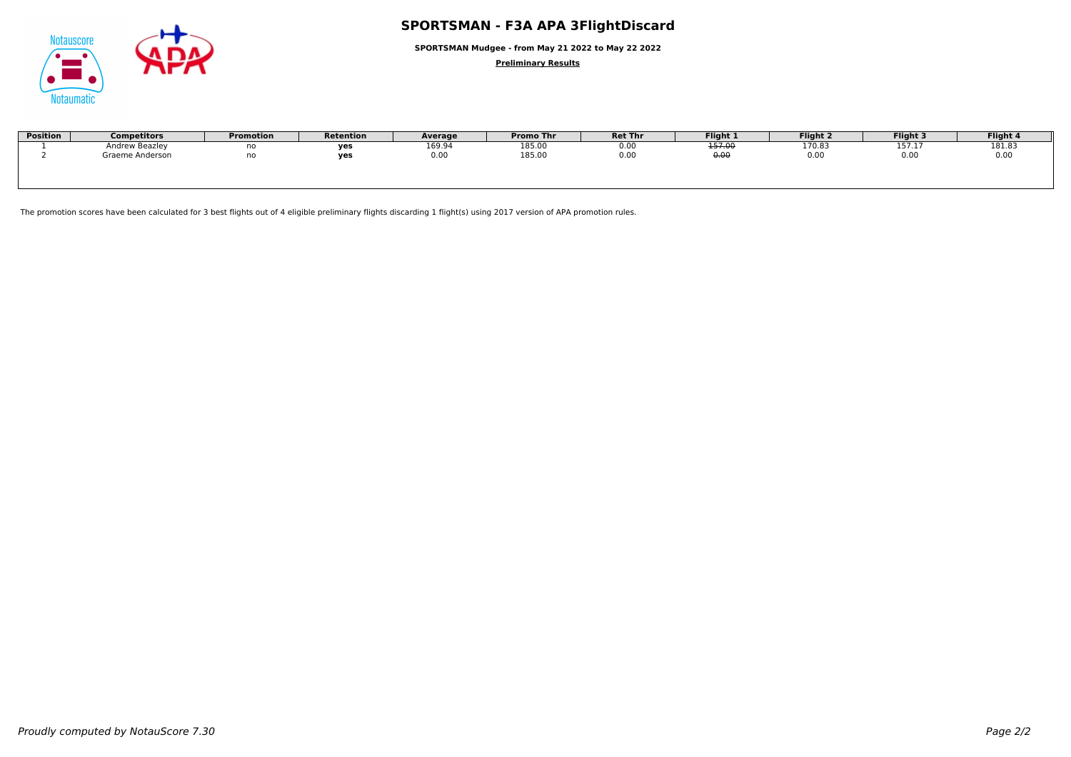# SPORTSMAN - F3A APA 3FlightDiscard

**SPORTSMAN Mudgee - from May 21 2022 to May 22 2022**

**Preliminary Results**

| Position | Competitors | Promotion | Retention | Average | Promo Thr | Ret Thr | Flight 1 | Flight 2 | Flight 3 | Flight 4 |
|---|---|---|---|---|---|---|---|---|---|---|
| 1 | Andrew Beazley | no | **yes** | 169.94 | 185.00 | 0.00 | ~~157.00~~ | 170.83 | 157.17 | 181.83 |
| 2 | Graeme Anderson | no | **yes** | 0.00 | 185.00 | 0.00 | ~~0.00~~ | 0.00 | 0.00 | 0.00 |

The promotion scores have been calculated for 3 best flights out of 4 eligible preliminary flights discarding 1 flight(s) using 2017 version of APA promotion rules.

*Proudly computed by NotauScore 7.30*